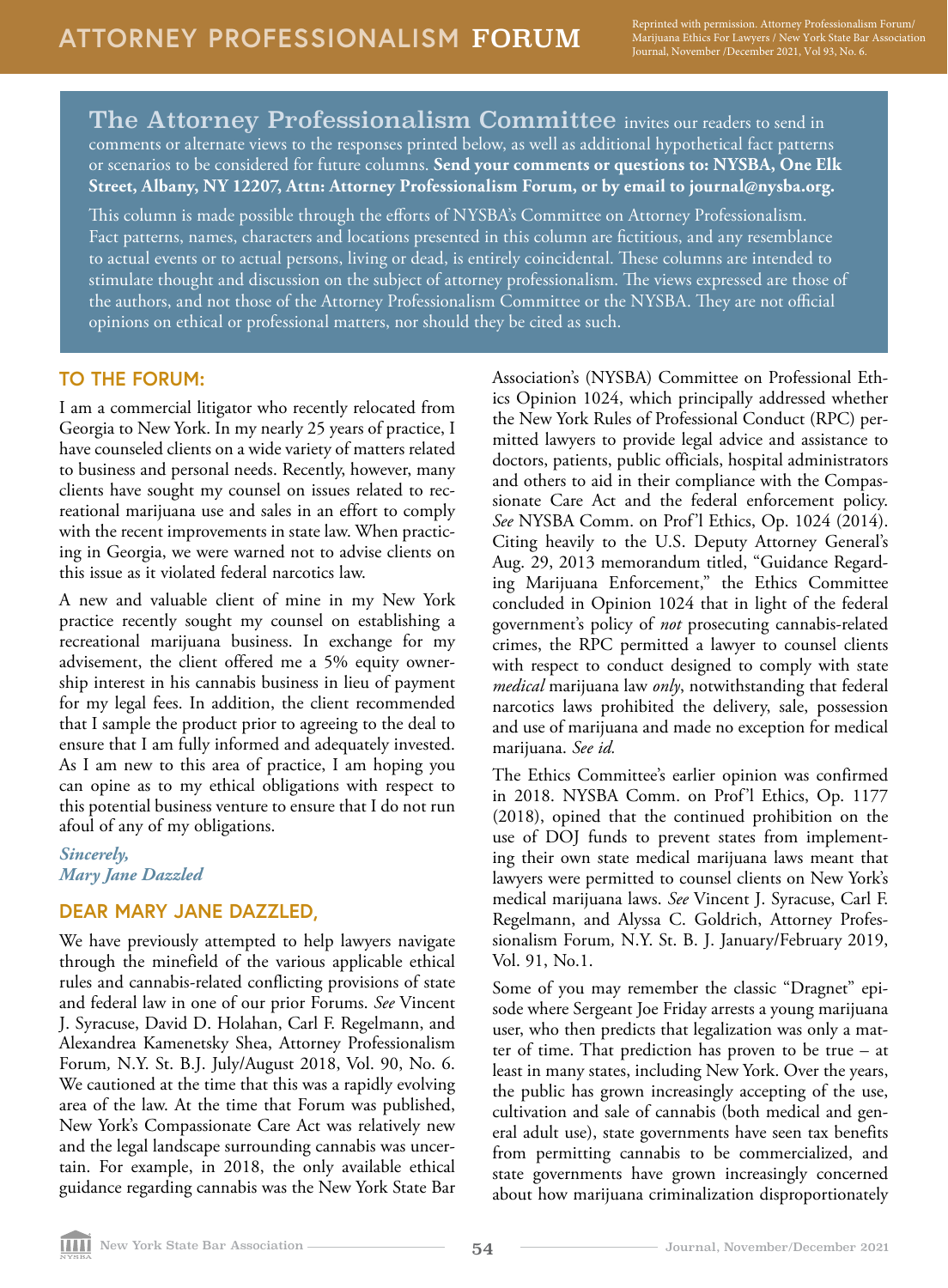# ATTORNEY PROFESSIONALISM FORUM

Reprinted with permission. Attorney Professionalism Forum/ Marijuana Ethics For Lawyers / New York State Bar Association Journal, November /December 2021, Vol 93, No. 6.

**The Attorney Professionalism Committee** invites our readers to send in comments or alternate views to the responses printed below, as well as additional hypothetical fact patterns or scenarios to be considered for future columns. **Send your comments or questions to: NYSBA, One Elk Street, Albany, NY 12207, Attn: Attorney Professionalism Forum, or by email to journal@nysba.org.**

This column is made possible through the efforts of NYSBA's Committee on Attorney Professionalism. Fact patterns, names, characters and locations presented in this column are fictitious, and any resemblance to actual events or to actual persons, living or dead, is entirely coincidental. These columns are intended to stimulate thought and discussion on the subject of attorney professionalism. The views expressed are those of the authors, and not those of the Attorney Professionalism Committee or the NYSBA. They are not official opinions on ethical or professional matters, nor should they be cited as such.

## TO THE FORUM:

I am a commercial litigator who recently relocated from Georgia to New York. In my nearly 25 years of practice, I have counseled clients on a wide variety of matters related to business and personal needs. Recently, however, many clients have sought my counsel on issues related to recreational marijuana use and sales in an effort to comply with the recent improvements in state law. When practicing in Georgia, we were warned not to advise clients on this issue as it violated federal narcotics law.

A new and valuable client of mine in my New York practice recently sought my counsel on establishing a recreational marijuana business. In exchange for my advisement, the client offered me a 5% equity ownership interest in his cannabis business in lieu of payment for my legal fees. In addition, the client recommended that I sample the product prior to agreeing to the deal to ensure that I am fully informed and adequately invested. As I am new to this area of practice, I am hoping you can opine as to my ethical obligations with respect to this potential business venture to ensure that I do not run afoul of any of my obligations.

*Sincerely,*
*Mary Jane Dazzled*

## DEAR MARY JANE DAZZLED,

We have previously attempted to help lawyers navigate through the minefield of the various applicable ethical rules and cannabis-related conflicting provisions of state and federal law in one of our prior Forums. *See* Vincent J. Syracuse, David D. Holahan, Carl F. Regelmann, and Alexandrea Kamenetsky Shea, Attorney Professionalism Forum, N.Y. St. B.J. July/August 2018, Vol. 90, No. 6. We cautioned at the time that this was a rapidly evolving area of the law. At the time that Forum was published, New York's Compassionate Care Act was relatively new and the legal landscape surrounding cannabis was uncertain. For example, in 2018, the only available ethical guidance regarding cannabis was the New York State Bar Association's (NYSBA) Committee on Professional Ethics Opinion 1024, which principally addressed whether the New York Rules of Professional Conduct (RPC) permitted lawyers to provide legal advice and assistance to doctors, patients, public officials, hospital administrators and others to aid in their compliance with the Compassionate Care Act and the federal enforcement policy. *See* NYSBA Comm. on Prof'l Ethics, Op. 1024 (2014). Citing heavily to the U.S. Deputy Attorney General's Aug. 29, 2013 memorandum titled, "Guidance Regarding Marijuana Enforcement," the Ethics Committee concluded in Opinion 1024 that in light of the federal government's policy of *not* prosecuting cannabis-related crimes, the RPC permitted a lawyer to counsel clients with respect to conduct designed to comply with state *medical* marijuana law *only*, notwithstanding that federal narcotics laws prohibited the delivery, sale, possession and use of marijuana and made no exception for medical marijuana. *See id.*

The Ethics Committee's earlier opinion was confirmed in 2018. NYSBA Comm. on Prof'l Ethics, Op. 1177 (2018), opined that the continued prohibition on the use of DOJ funds to prevent states from implementing their own state medical marijuana laws meant that lawyers were permitted to counsel clients on New York's medical marijuana laws. *See* Vincent J. Syracuse, Carl F. Regelmann, and Alyssa C. Goldrich, Attorney Professionalism Forum, N.Y. St. B. J. January/February 2019, Vol. 91, No.1.

Some of you may remember the classic "Dragnet" episode where Sergeant Joe Friday arrests a young marijuana user, who then predicts that legalization was only a matter of time. That prediction has proven to be true – at least in many states, including New York. Over the years, the public has grown increasingly accepting of the use, cultivation and sale of cannabis (both medical and general adult use), state governments have seen tax benefits from permitting cannabis to be commercialized, and state governments have grown increasingly concerned about how marijuana criminalization disproportionately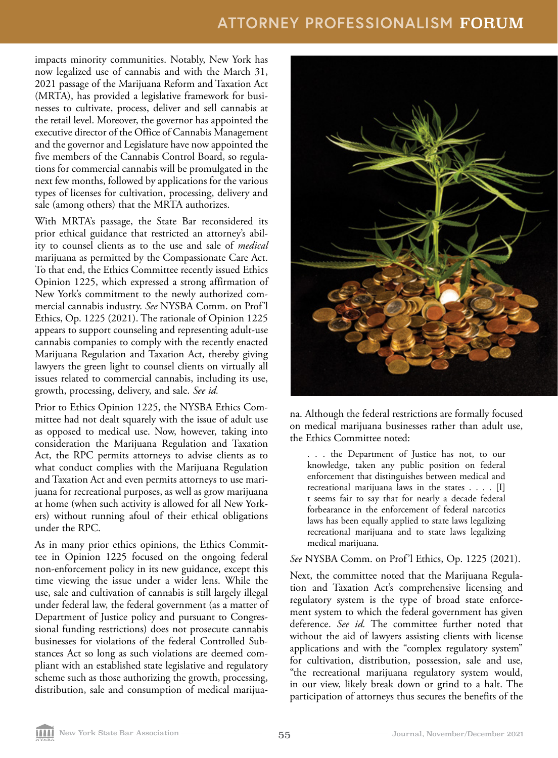impacts minority communities. Notably, New York has now legalized use of cannabis and with the March 31, 2021 passage of the Marijuana Reform and Taxation Act (MRTA), has provided a legislative framework for businesses to cultivate, process, deliver and sell cannabis at the retail level. Moreover, the governor has appointed the executive director of the Office of Cannabis Management and the governor and Legislature have now appointed the five members of the Cannabis Control Board, so regulations for commercial cannabis will be promulgated in the next few months, followed by applications for the various types of licenses for cultivation, processing, delivery and sale (among others) that the MRTA authorizes.

With MRTA's passage, the State Bar reconsidered its prior ethical guidance that restricted an attorney's ability to counsel clients as to the use and sale of *medical* marijuana as permitted by the Compassionate Care Act. To that end, the Ethics Committee recently issued Ethics Opinion 1225, which expressed a strong affirmation of New York's commitment to the newly authorized commercial cannabis industry. *See* NYSBA Comm. on Prof'l Ethics, Op. 1225 (2021). The rationale of Opinion 1225 appears to support counseling and representing adult-use cannabis companies to comply with the recently enacted Marijuana Regulation and Taxation Act, thereby giving lawyers the green light to counsel clients on virtually all issues related to commercial cannabis, including its use, growth, processing, delivery, and sale. *See id.*

Prior to Ethics Opinion 1225, the NYSBA Ethics Committee had not dealt squarely with the issue of adult use as opposed to medical use. Now, however, taking into consideration the Marijuana Regulation and Taxation Act, the RPC permits attorneys to advise clients as to what conduct complies with the Marijuana Regulation and Taxation Act and even permits attorneys to use marijuana for recreational purposes, as well as grow marijuana at home (when such activity is allowed for all New Yorkers) without running afoul of their ethical obligations under the RPC.

As in many prior ethics opinions, the Ethics Committee in Opinion 1225 focused on the ongoing federal non-enforcement policy in its new guidance, except this time viewing the issue under a wider lens. While the use, sale and cultivation of cannabis is still largely illegal under federal law, the federal government (as a matter of Department of Justice policy and pursuant to Congressional funding restrictions) does not prosecute cannabis businesses for violations of the federal Controlled Substances Act so long as such violations are deemed compliant with an established state legislative and regulatory scheme such as those authorizing the growth, processing, distribution, sale and consumption of medical marijuana. Although the federal restrictions are formally focused on medical marijuana businesses rather than adult use, the Ethics Committee noted:

> . . . the Department of Justice has not, to our knowledge, taken any public position on federal enforcement that distinguishes between medical and recreational marijuana laws in the states . . . . [I]t seems fair to say that for nearly a decade federal forbearance in the enforcement of federal narcotics laws has been equally applied to state laws legalizing recreational marijuana and to state laws legalizing medical marijuana.

*See* NYSBA Comm. on Prof'l Ethics, Op. 1225 (2021).

Next, the committee noted that the Marijuana Regulation and Taxation Act's comprehensive licensing and regulatory system is the type of broad state enforcement system to which the federal government has given deference. *See id.* The committee further noted that without the aid of lawyers assisting clients with license applications and with the "complex regulatory system" for cultivation, distribution, possession, sale and use, "the recreational marijuana regulatory system would, in our view, likely break down or grind to a halt. The participation of attorneys thus secures the benefits of the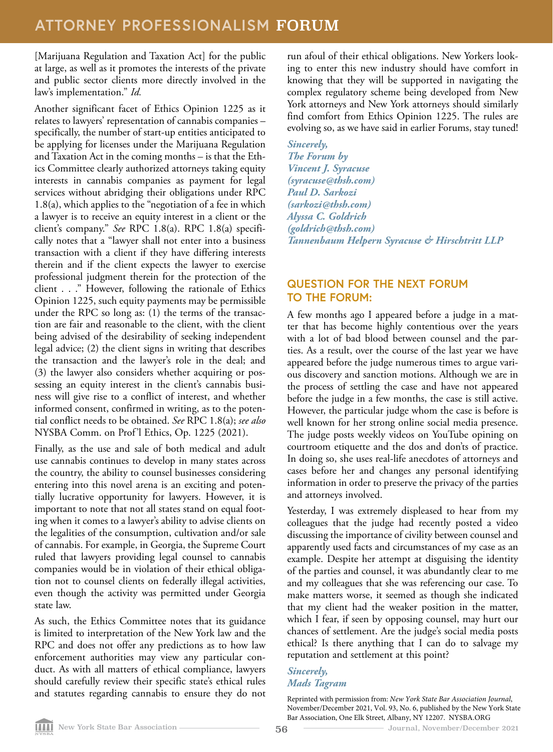[Marijuana Regulation and Taxation Act] for the public at large, as well as it promotes the interests of the private and public sector clients more directly involved in the law's implementation." *Id.*

Another significant facet of Ethics Opinion 1225 as it relates to lawyers' representation of cannabis companies – specifically, the number of start-up entities anticipated to be applying for licenses under the Marijuana Regulation and Taxation Act in the coming months – is that the Ethics Committee clearly authorized attorneys taking equity interests in cannabis companies as payment for legal services without abridging their obligations under RPC 1.8(a), which applies to the "negotiation of a fee in which a lawyer is to receive an equity interest in a client or the client's company." *See* RPC 1.8(a). RPC 1.8(a) specifically notes that a "lawyer shall not enter into a business transaction with a client if they have differing interests therein and if the client expects the lawyer to exercise professional judgment therein for the protection of the client . . ." However, following the rationale of Ethics Opinion 1225, such equity payments may be permissible under the RPC so long as: (1) the terms of the transaction are fair and reasonable to the client, with the client being advised of the desirability of seeking independent legal advice; (2) the client signs in writing that describes the transaction and the lawyer's role in the deal; and (3) the lawyer also considers whether acquiring or possessing an equity interest in the client's cannabis business will give rise to a conflict of interest, and whether informed consent, confirmed in writing, as to the potential conflict needs to be obtained. *See* RPC 1.8(a); *see also* NYSBA Comm. on Prof'l Ethics, Op. 1225 (2021).

Finally, as the use and sale of both medical and adult use cannabis continues to develop in many states across the country, the ability to counsel businesses considering entering into this novel arena is an exciting and potentially lucrative opportunity for lawyers. However, it is important to note that not all states stand on equal footing when it comes to a lawyer's ability to advise clients on the legalities of the consumption, cultivation and/or sale of cannabis. For example, in Georgia, the Supreme Court ruled that lawyers providing legal counsel to cannabis companies would be in violation of their ethical obligation not to counsel clients on federally illegal activities, even though the activity was permitted under Georgia state law.

As such, the Ethics Committee notes that its guidance is limited to interpretation of the New York law and the RPC and does not offer any predictions as to how law enforcement authorities may view any particular conduct. As with all matters of ethical compliance, lawyers should carefully review their specific state's ethical rules and statutes regarding cannabis to ensure they do not run afoul of their ethical obligations. New Yorkers looking to enter this new industry should have comfort in knowing that they will be supported in navigating the complex regulatory scheme being developed from New York attorneys and New York attorneys should similarly find comfort from Ethics Opinion 1225. The rules are evolving so, as we have said in earlier Forums, stay tuned!

*Sincerely,*
*The Forum by*
*Vincent J. Syracuse*
*(syracuse@thsh.com)*
*Paul D. Sarkozi*
*(sarkozi@thsh.com)*
*Alyssa C. Goldrich*
*(goldrich@thsh.com)*
*Tannenbaum Helpern Syracuse & Hirschtritt LLP*

## QUESTION FOR THE NEXT FORUM TO THE FORUM:

A few months ago I appeared before a judge in a matter that has become highly contentious over the years with a lot of bad blood between counsel and the parties. As a result, over the course of the last year we have appeared before the judge numerous times to argue various discovery and sanction motions. Although we are in the process of settling the case and have not appeared before the judge in a few months, the case is still active. However, the particular judge whom the case is before is well known for her strong online social media presence. The judge posts weekly videos on YouTube opining on courtroom etiquette and the dos and don'ts of practice. In doing so, she uses real-life anecdotes of attorneys and cases before her and changes any personal identifying information in order to preserve the privacy of the parties and attorneys involved.

Yesterday, I was extremely displeased to hear from my colleagues that the judge had recently posted a video discussing the importance of civility between counsel and apparently used facts and circumstances of my case as an example. Despite her attempt at disguising the identity of the parties and counsel, it was abundantly clear to me and my colleagues that she was referencing our case. To make matters worse, it seemed as though she indicated that my client had the weaker position in the matter, which I fear, if seen by opposing counsel, may hurt our chances of settlement. Are the judge's social media posts ethical? Is there anything that I can do to salvage my reputation and settlement at this point?

*Sincerely,*
*Mads Tagram*

Reprinted with permission from: *New York State Bar Association Journal*, November/December 2021, Vol. 93, No. 6, published by the New York State Bar Association, One Elk Street, Albany, NY 12207. NYSBA.ORG